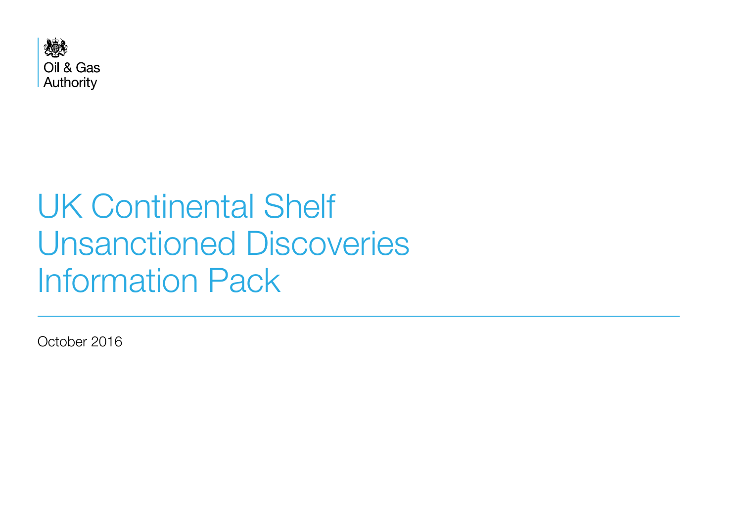Oil & Gas Authority

# UK Continental Shelf Unsanctioned Discoveries Information Pack

October 2016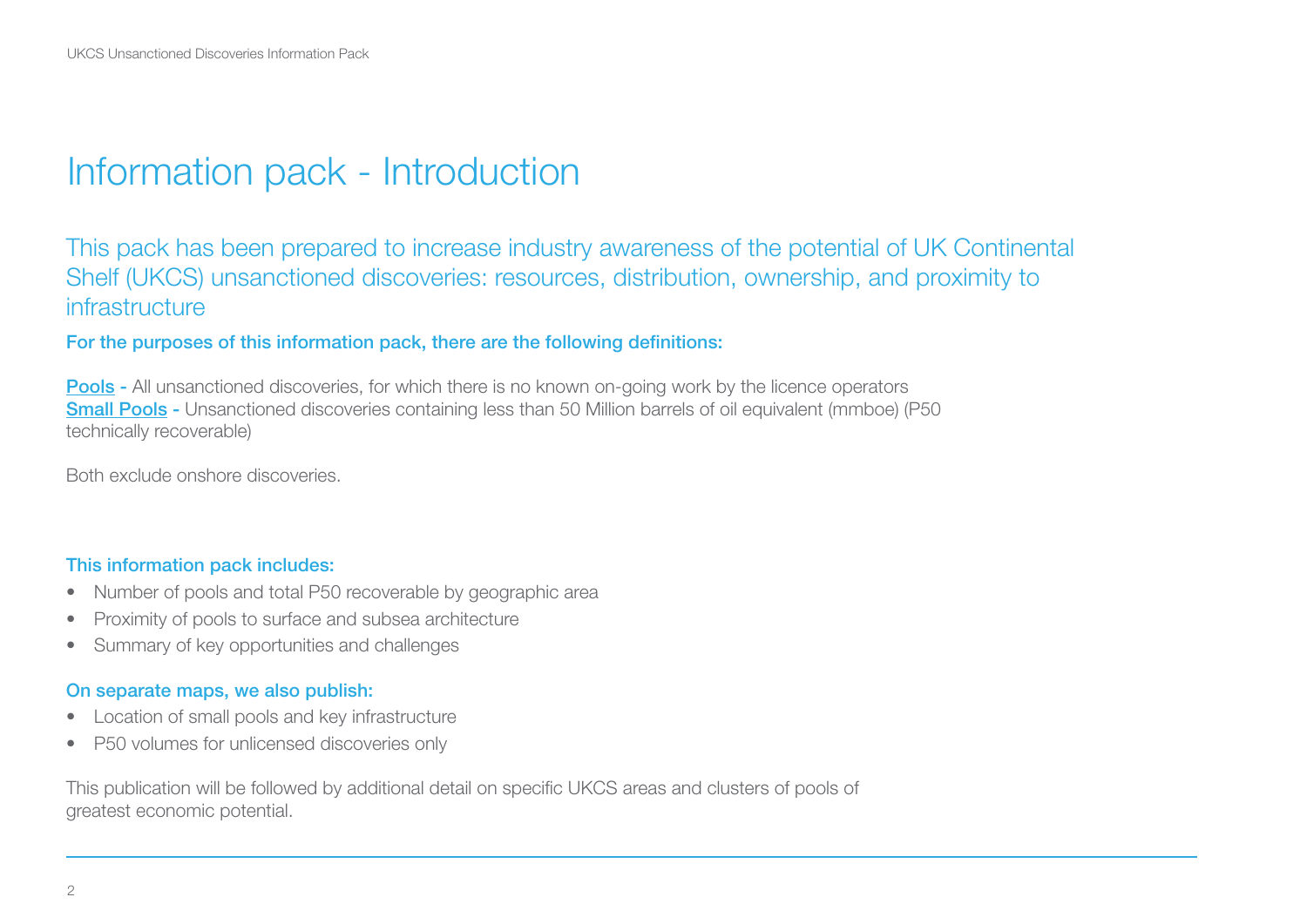# Information pack - Introduction

## This pack has been prepared to increase industry awareness of the potential of UK Continental Shelf (UKCS) unsanctioned discoveries: resources, distribution, ownership, and proximity to infrastructure

**For the purposes of this information pack, there are the following definitions:**

**Pools** - All unsanctioned discoveries, for which there is no known on-going work by the licence operators
**Small Pools** - Unsanctioned discoveries containing less than 50 Million barrels of oil equivalent (mmboe) (P50 technically recoverable)

Both exclude onshore discoveries.

**This information pack includes:**

- Number of pools and total P50 recoverable by geographic area
- Proximity of pools to surface and subsea architecture
- Summary of key opportunities and challenges

**On separate maps, we also publish:**

- Location of small pools and key infrastructure
- P50 volumes for unlicensed discoveries only

This publication will be followed by additional detail on specific UKCS areas and clusters of pools of greatest economic potential.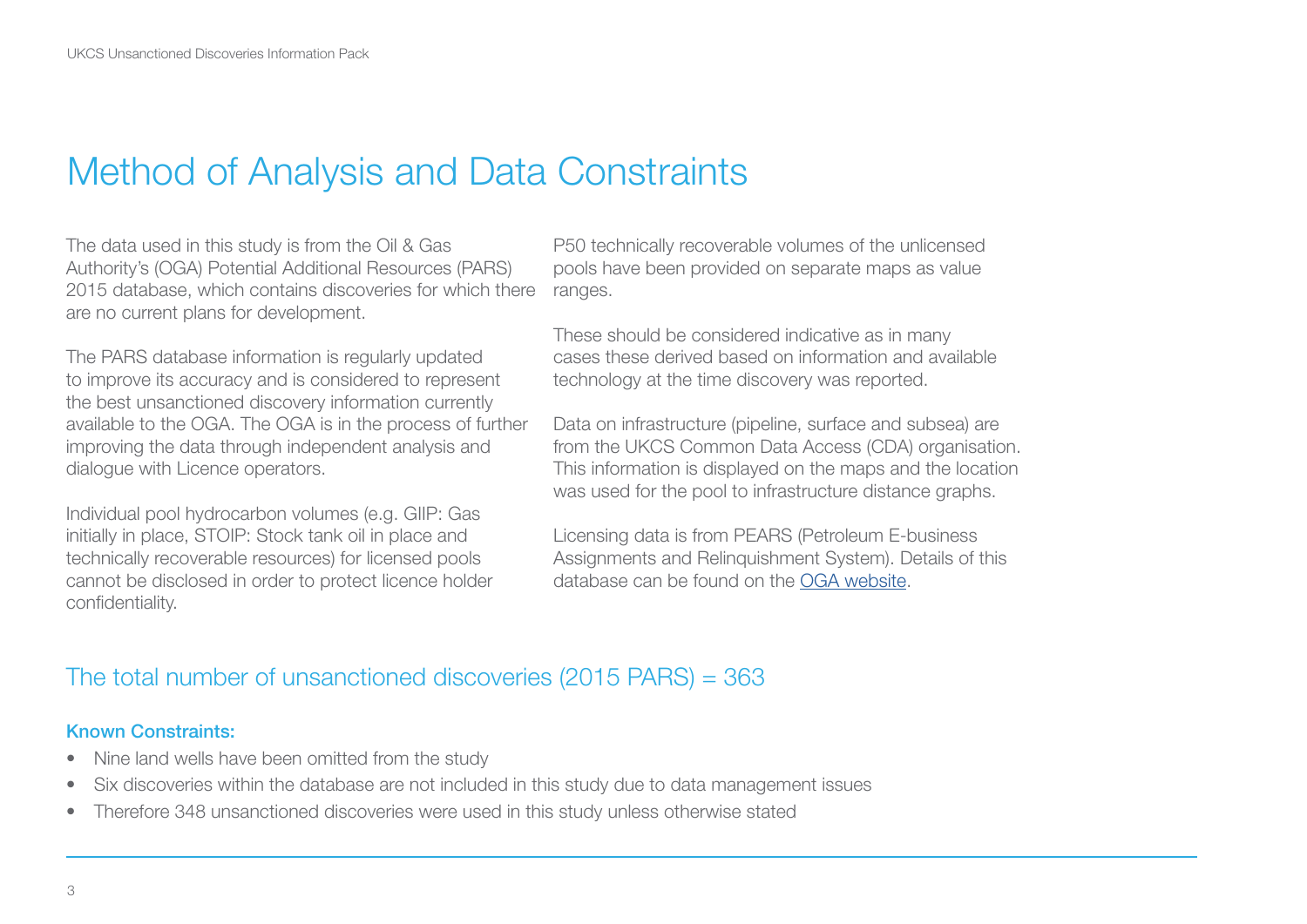# Method of Analysis and Data Constraints

The data used in this study is from the Oil & Gas Authority's (OGA) Potential Additional Resources (PARS) 2015 database, which contains discoveries for which there are no current plans for development.

The PARS database information is regularly updated to improve its accuracy and is considered to represent the best unsanctioned discovery information currently available to the OGA. The OGA is in the process of further improving the data through independent analysis and dialogue with Licence operators.

Individual pool hydrocarbon volumes (e.g. GIIP: Gas initially in place, STOIP: Stock tank oil in place and technically recoverable resources) for licensed pools cannot be disclosed in order to protect licence holder confidentiality.

P50 technically recoverable volumes of the unlicensed pools have been provided on separate maps as value ranges.

These should be considered indicative as in many cases these derived based on information and available technology at the time discovery was reported.

Data on infrastructure (pipeline, surface and subsea) are from the UKCS Common Data Access (CDA) organisation. This information is displayed on the maps and the location was used for the pool to infrastructure distance graphs.

Licensing data is from PEARS (Petroleum E-business Assignments and Relinquishment System). Details of this database can be found on the OGA website.

## The total number of unsanctioned discoveries (2015 PARS) = 363

### Known Constraints:

- Nine land wells have been omitted from the study
- Six discoveries within the database are not included in this study due to data management issues
- Therefore 348 unsanctioned discoveries were used in this study unless otherwise stated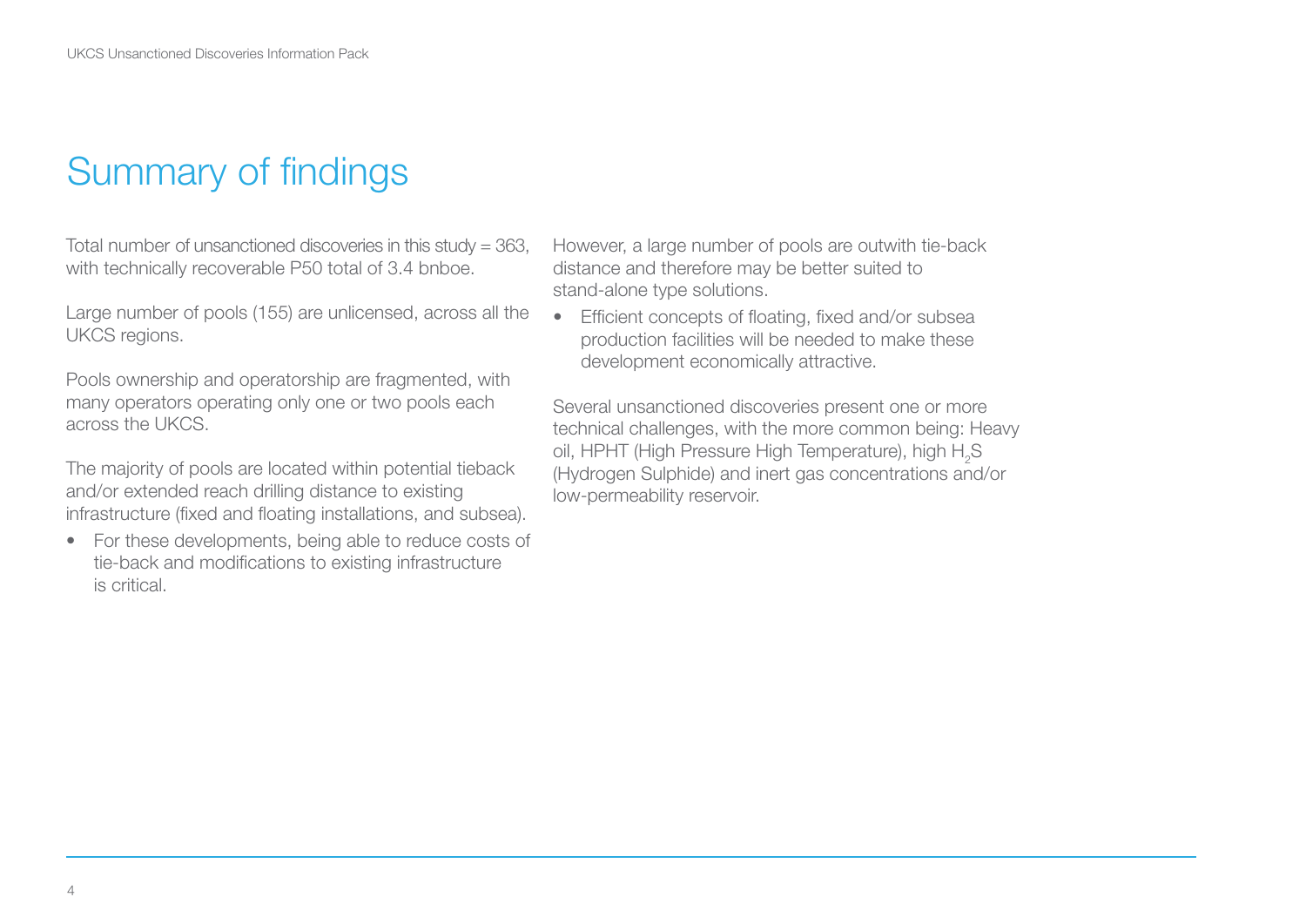# Summary of findings

Total number of unsanctioned discoveries in this study = 363, with technically recoverable P50 total of 3.4 bnboe.

Large number of pools (155) are unlicensed, across all the UKCS regions.

Pools ownership and operatorship are fragmented, with many operators operating only one or two pools each across the UKCS.

The majority of pools are located within potential tieback and/or extended reach drilling distance to existing infrastructure (fixed and floating installations, and subsea).

- For these developments, being able to reduce costs of tie-back and modifications to existing infrastructure is critical.

However, a large number of pools are outwith tie-back distance and therefore may be better suited to stand-alone type solutions.

- Efficient concepts of floating, fixed and/or subsea production facilities will be needed to make these development economically attractive.

Several unsanctioned discoveries present one or more technical challenges, with the more common being: Heavy oil, HPHT (High Pressure High Temperature), high $H_2S$ (Hydrogen Sulphide) and inert gas concentrations and/or low-permeability reservoir.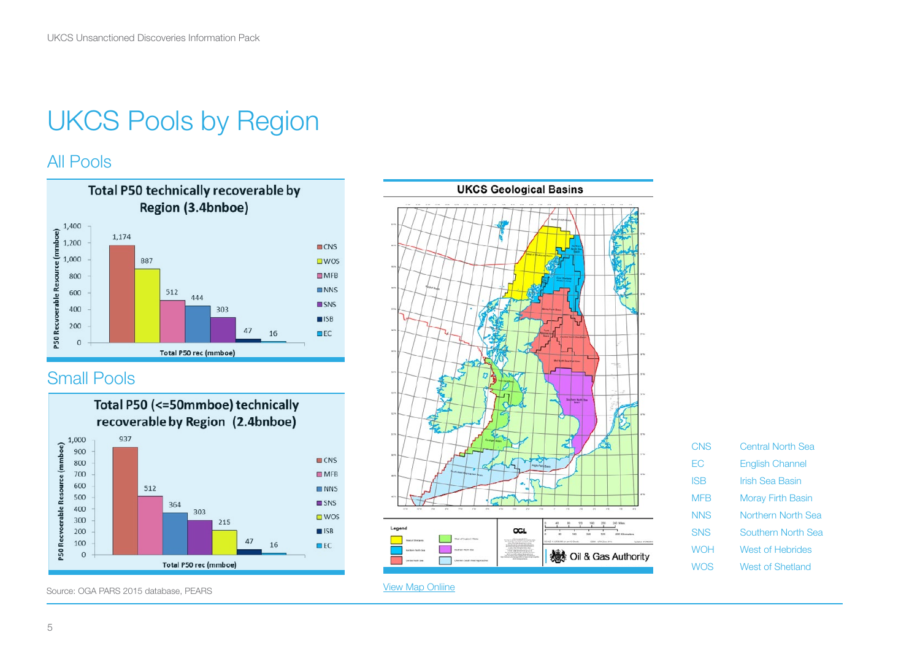# UKCS Pools by Region

## All Pools

**Total P50 technically recoverable by Region (3.4bnboe)**

| Region | Total P50 rec (mmboe) |
|---|---|
| CNS | 1,174 |
| WOS | 887 |
| MFB | 512 |
| NNS | 444 |
| SNS | 303 |
| ISB | 47 |
| EC | 16 |

## Small Pools

**Total P50 (<=50mmboe) technically recoverable by Region (2.4bnboe)**

| Region | Total P50 rec (mmboe) |
|---|---|
| CNS | 937 |
| MFB | 512 |
| NNS | 364 |
| SNS | 303 |
| WOS | 215 |
| ISB | 47 |
| EC | 16 |

Source: OGA PARS 2015 database, PEARS

**UKCS Geological Basins**

View Map Online

| | |
|---|---|
| CNS | Central North Sea |
| EC | English Channel |
| ISB | Irish Sea Basin |
| MFB | Moray Firth Basin |
| NNS | Northern North Sea |
| SNS | Southern North Sea |
| WOH | West of Hebrides |
| WOS | West of Shetland |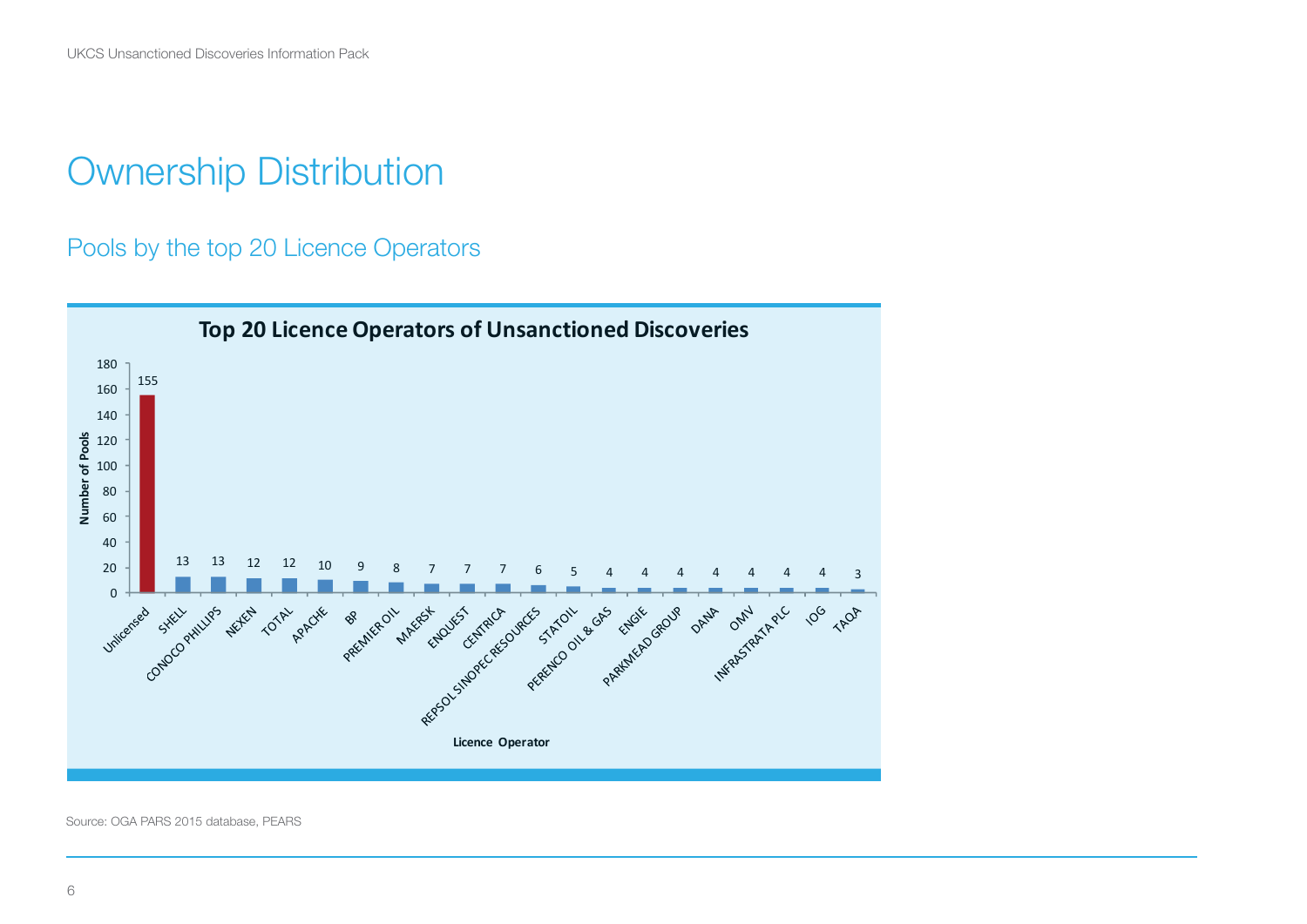# Ownership Distribution

## Pools by the top 20 Licence Operators

**Top 20 Licence Operators of Unsanctioned Discoveries**

| Licence Operator | Number of Pools |
|---|---|
| Unlicensed | 155 |
| SHELL | 13 |
| CONOCO PHILLIPS | 13 |
| NEXEN | 12 |
| TOTAL | 12 |
| APACHE | 10 |
| BP | 9 |
| PREMIER OIL | 8 |
| MAERSK | 7 |
| ENQUEST | 7 |
| CENTRICA | 7 |
| REPSOL SINOPEC RESOURCES | 6 |
| STATOIL | 5 |
| PERENCO OIL & GAS | 4 |
| ENGIE | 4 |
| PARKMEAD GROUP | 4 |
| DANA | 4 |
| OMV | 4 |
| INFRASTRATA PLC | 4 |
| IOG | 4 |
| TAQA | 3 |

Source: OGA PARS 2015 database, PEARS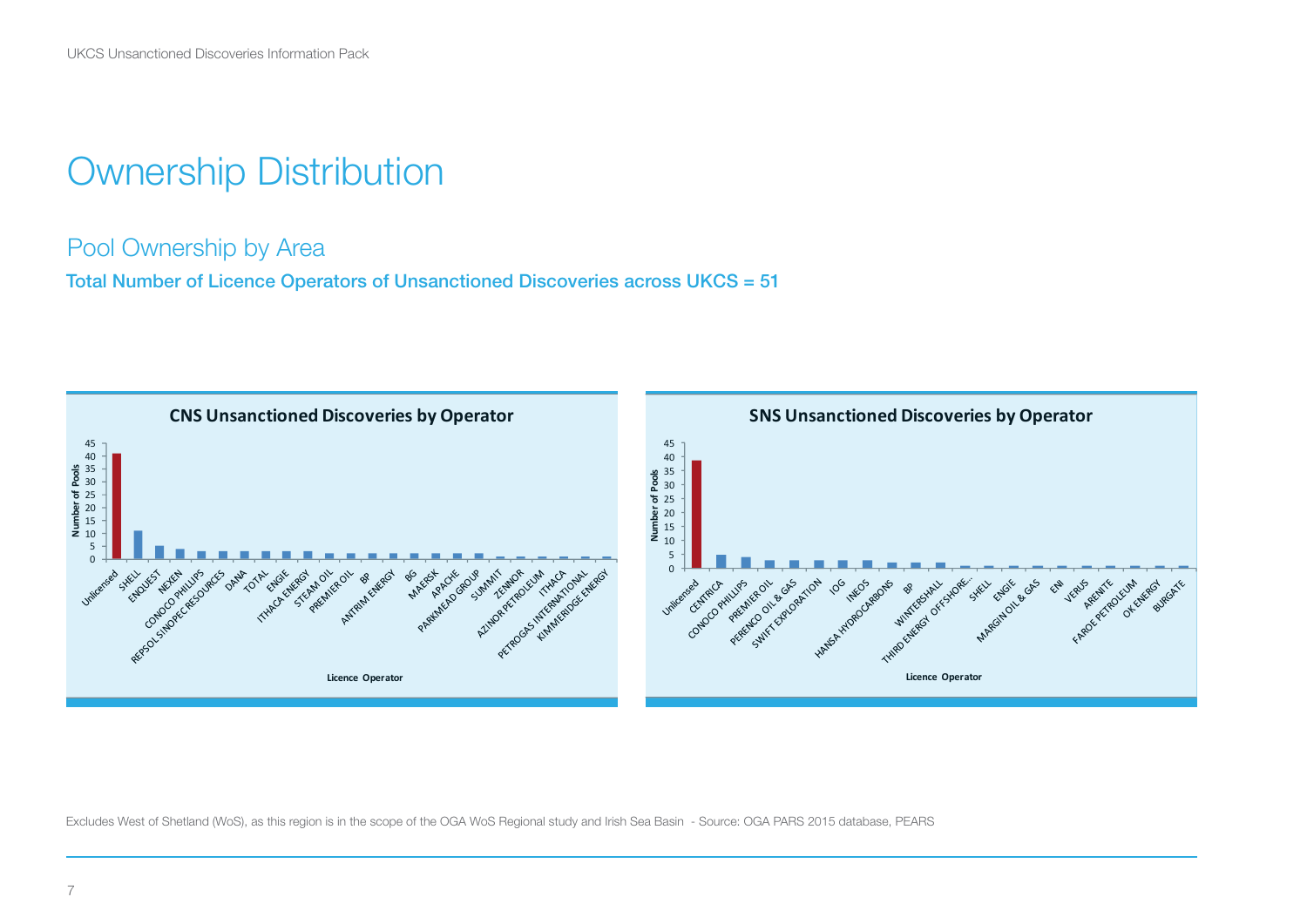# Ownership Distribution

## Pool Ownership by Area

**Total Number of Licence Operators of Unsanctioned Discoveries across UKCS = 51**

**CNS Unsanctioned Discoveries by Operator**

Number of Pools

Licence Operator

Unlicensed, SHELL, ENQUEST, NEXEN, CONOCO PHILLIPS, REPSOL SINOPEC RESOURCES, DANA, TOTAL, ENGIE, ITHACA ENERGY, STEAM OIL, PREMIER OIL, BP, ANTRIM ENERGY, BG, MAERSK, APACHE, PARKMEAD GROUP, SUMMIT, ZENNOR, AZINOR PETROLEUM, ITHACA, PETROGAS INTERNATIONAL, KIMMERIDGE ENERGY

**SNS Unsanctioned Discoveries by Operator**

Number of Pools

Licence Operator

Unlicensed, CENTRICA, CONOCO PHILLIPS, PREMIER OIL, PERENCO OIL & GAS, SWIFT EXPLORATION, IOG, INEOS, HANSA HYDROCARBONS, BP, WINTERSHALL, THIRD ENERGY OFFSHORE..., SHELL, ENGIE, MARGIN OIL & GAS, ENI, VERUS, ARENITE, FAROE PETROLEUM, OK ENERGY, BURGATE

Excludes West of Shetland (WoS), as this region is in the scope of the OGA WoS Regional study and Irish Sea Basin - Source: OGA PARS 2015 database, PEARS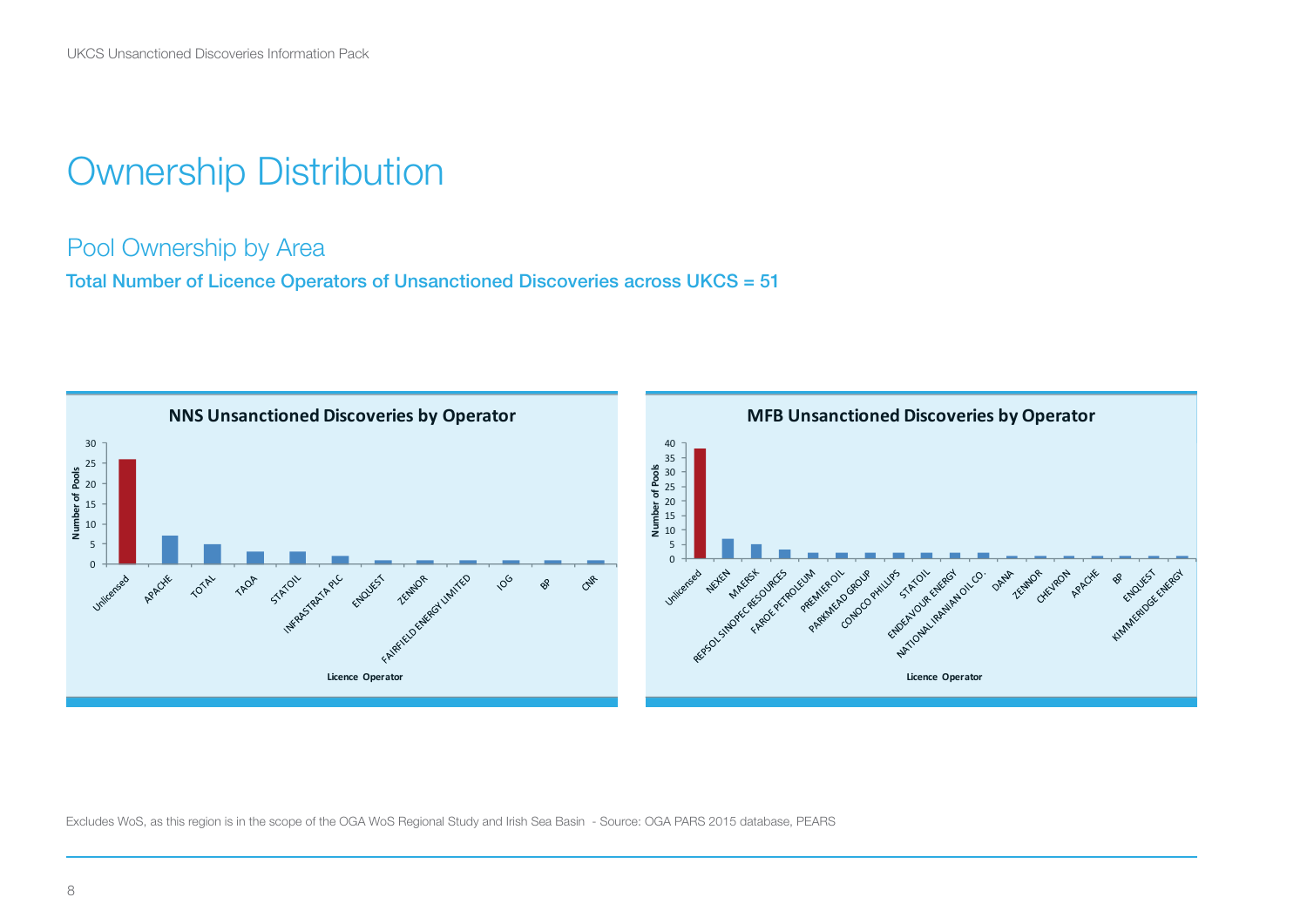# Ownership Distribution

## Pool Ownership by Area

**Total Number of Licence Operators of Unsanctioned Discoveries across UKCS = 51**

**NNS Unsanctioned Discoveries by Operator**

| Licence Operator | Number of Pools |
|---|---|
| Unlicensed | 26 |
| APACHE | 7 |
| TOTAL | 5 |
| TAQA | 3 |
| STATOIL | 3 |
| INFRASTRATA PLC | 2 |
| ENQUEST | 1 |
| ZENNOR | 1 |
| FAIRFIELD ENERGY LIMITED | 1 |
| IOG | 1 |
| BP | 1 |
| CNR | 1 |

**MFB Unsanctioned Discoveries by Operator**

| Licence Operator | Number of Pools |
|---|---|
| Unlicensed | 38 |
| NEXEN | 7 |
| MAERSK | 5 |
| REPSOL SINOPEC RESOURCES | 3 |
| FAROE PETROLEUM | 2 |
| PREMIER OIL | 2 |
| PARKMEAD GROUP | 2 |
| CONOCO PHILLIPS | 2 |
| STATOIL | 2 |
| ENDEAVOUR ENERGY | 2 |
| NATIONAL IRANIAN OIL CO. | 2 |
| DANA | 1 |
| ZENNOR | 1 |
| CHEVRON | 1 |
| APACHE | 1 |
| BP | 1 |
| ENQUEST | 1 |
| KIMMERIDGE ENERGY | 1 |

Excludes WoS, as this region is in the scope of the OGA WoS Regional Study and Irish Sea Basin - Source: OGA PARS 2015 database, PEARS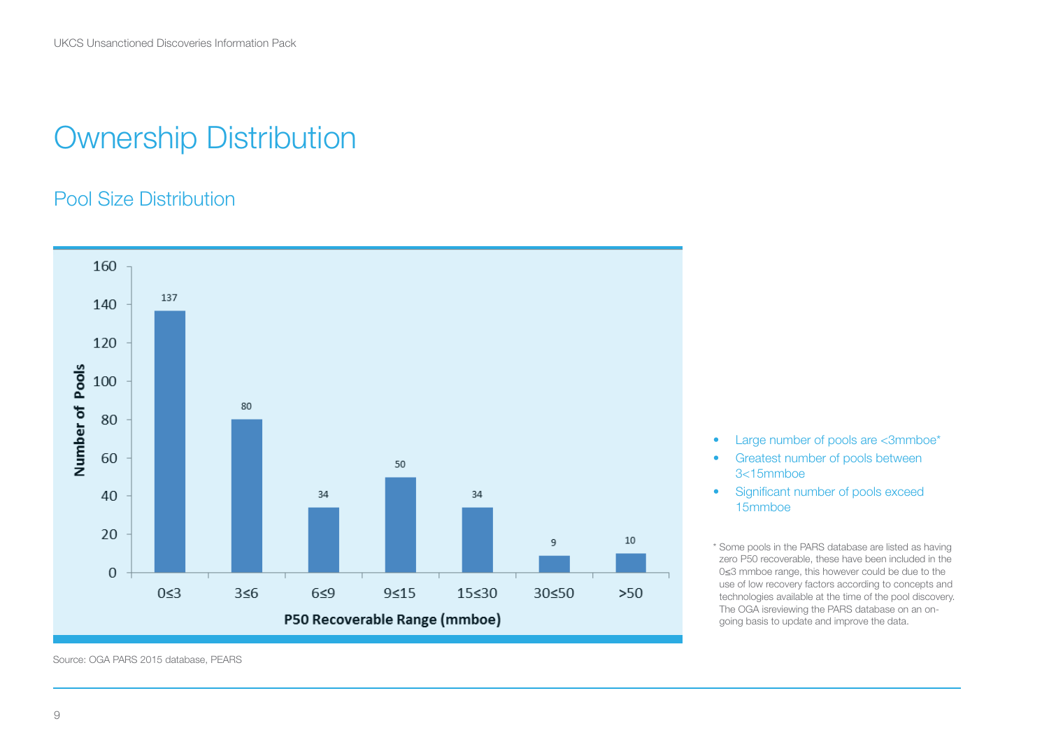# Ownership Distribution

## Pool Size Distribution

| P50 Recoverable Range (mmboe) | Number of Pools |
|---|---|
| 0≤3 | 137 |
| 3≤6 | 80 |
| 6≤9 | 34 |
| 9≤15 | 50 |
| 15≤30 | 34 |
| 30≤50 | 9 |
| >50 | 10 |

Source: OGA PARS 2015 database, PEARS

- Large number of pools are <3mmboe*
- Greatest number of pools between 3<15mmboe
- Significant number of pools exceed 15mmboe

* Some pools in the PARS database are listed as having zero P50 recoverable, these have been included in the 0≤3 mmboe range, this however could be due to the use of low recovery factors according to concepts and technologies available at the time of the pool discovery. The OGA isreviewing the PARS database on an on-going basis to update and improve the data.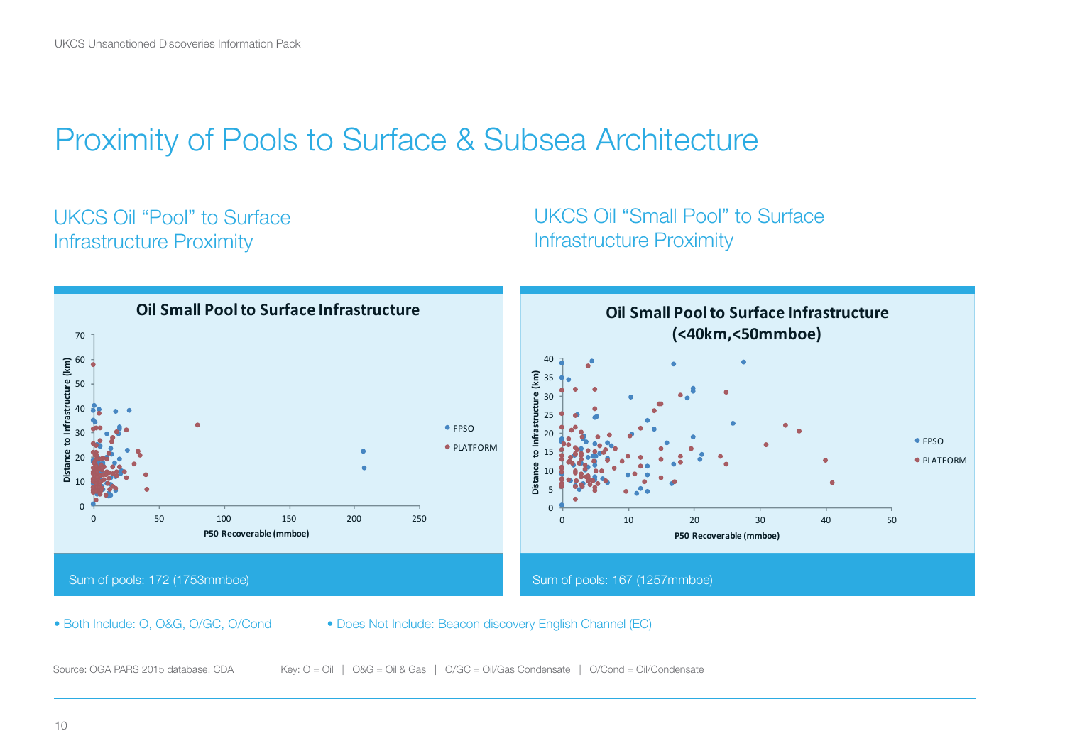# Proximity of Pools to Surface & Subsea Architecture

## UKCS Oil "Pool" to Surface Infrastructure Proximity

**Oil Small Pool to Surface Infrastructure**

Sum of pools: 172 (1753mmboe)

## UKCS Oil "Small Pool" to Surface Infrastructure Proximity

**Oil Small Pool to Surface Infrastructure (<40km,<50mmboe)**

Sum of pools: 167 (1257mmboe)

- Both Include: O, O&G, O/GC, O/Cond
- Does Not Include: Beacon discovery English Channel (EC)

Source: OGA PARS 2015 database, CDA

Key: O = Oil | O&G = Oil & Gas | O/GC = Oil/Gas Condensate | O/Cond = Oil/Condensate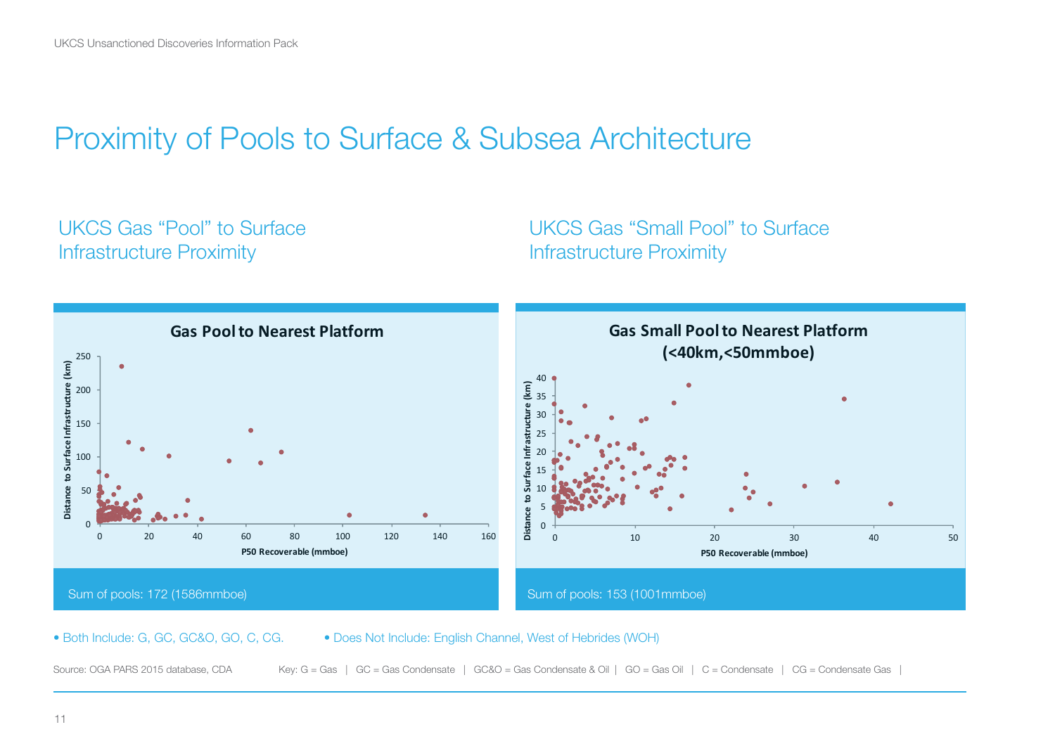# Proximity of Pools to Surface & Subsea Architecture

## UKCS Gas "Pool" to Surface Infrastructure Proximity

**Gas Pool to Nearest Platform**

Sum of pools: 172 (1586mmboe)

## UKCS Gas "Small Pool" to Surface Infrastructure Proximity

**Gas Small Pool to Nearest Platform (<40km,<50mmboe)**

Sum of pools: 153 (1001mmboe)

- Both Include: G, GC, GC&O, GO, C, CG.
- Does Not Include: English Channel, West of Hebrides (WOH)

Source: OGA PARS 2015 database, CDA

Key: G = Gas | GC = Gas Condensate | GC&O = Gas Condensate & Oil | GO = Gas Oil | C = Condensate | CG = Condensate Gas |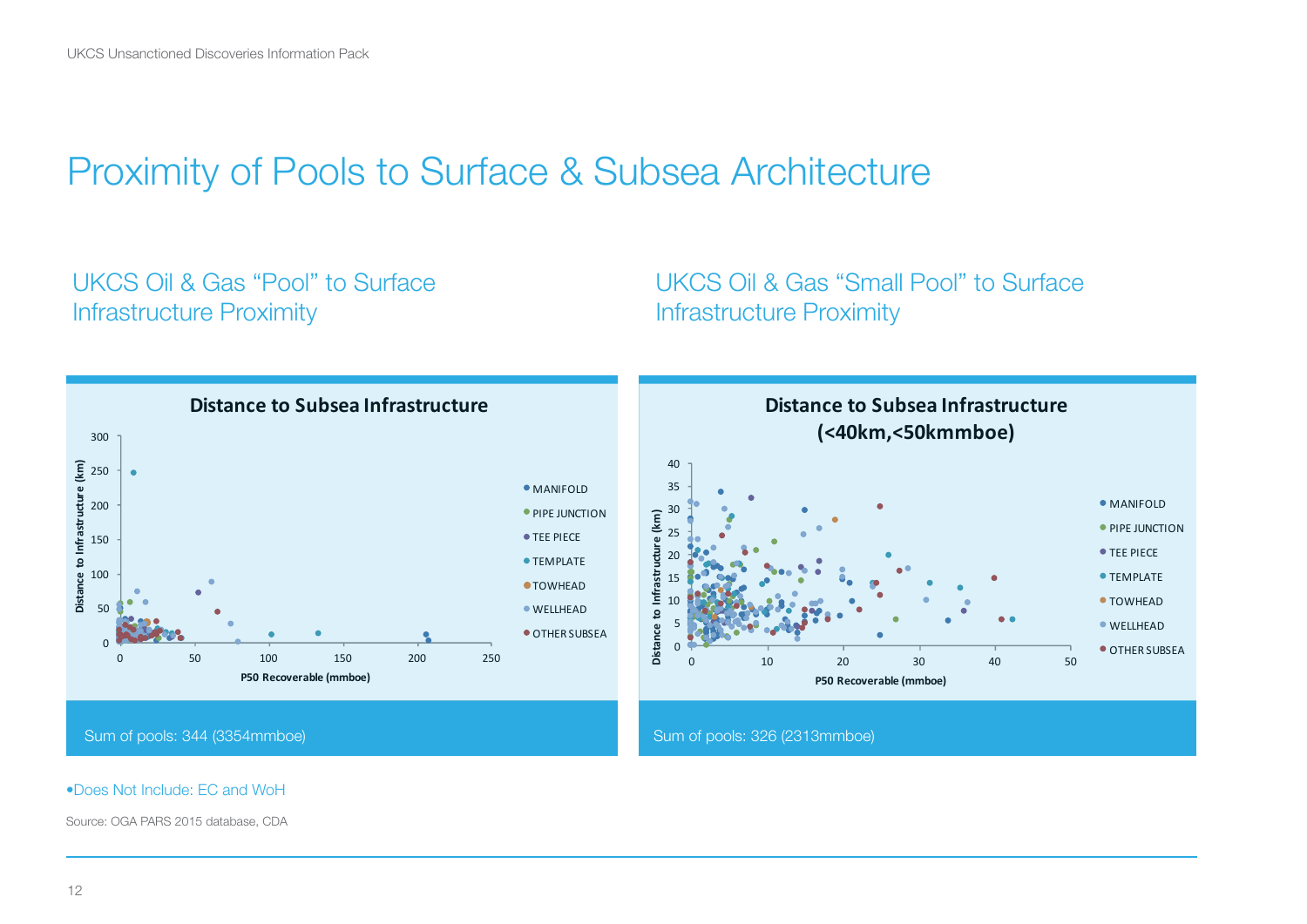# Proximity of Pools to Surface & Subsea Architecture

## UKCS Oil & Gas "Pool" to Surface Infrastructure Proximity

**Distance to Subsea Infrastructure**

Distance to Infrastructure (km) vs P50 Recoverable (mmboe)

Legend: MANIFOLD, PIPE JUNCTION, TEE PIECE, TEMPLATE, TOWHEAD, WELLHEAD, OTHER SUBSEA

Sum of pools: 344 (3354mmboe)

## UKCS Oil & Gas "Small Pool" to Surface Infrastructure Proximity

**Distance to Subsea Infrastructure (<40km,<50kmmboe)**

Distance to Infrastructure (km) vs P50 Recoverable (mmboe)

Legend: MANIFOLD, PIPE JUNCTION, TEE PIECE, TEMPLATE, TOWHEAD, WELLHEAD, OTHER SUBSEA

Sum of pools: 326 (2313mmboe)

- Does Not Include: EC and WoH

Source: OGA PARS 2015 database, CDA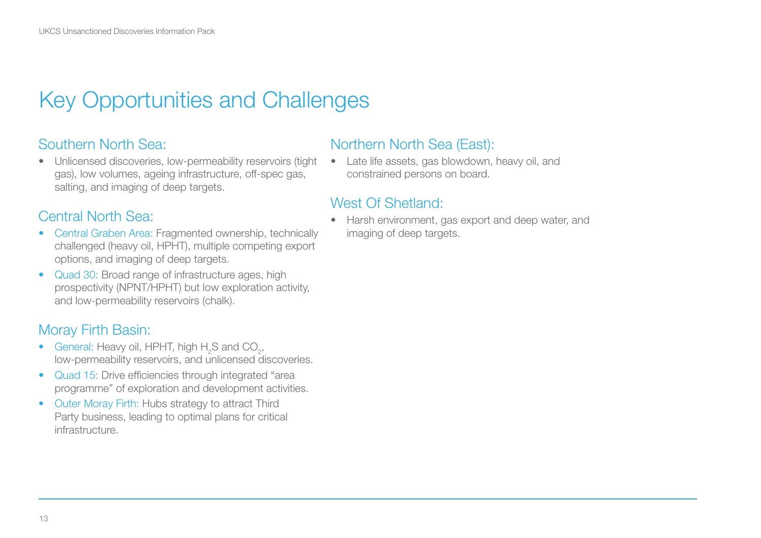# Key Opportunities and Challenges

## Southern North Sea:

- Unlicensed discoveries, low-permeability reservoirs (tight gas), low volumes, ageing infrastructure, off-spec gas, salting, and imaging of deep targets.

## Central North Sea:

- Central Graben Area: Fragmented ownership, technically challenged (heavy oil, HPHT), multiple competing export options, and imaging of deep targets.
- Quad 30: Broad range of infrastructure ages, high prospectivity (NPNT/HPHT) but low exploration activity, and low-permeability reservoirs (chalk).

## Moray Firth Basin:

- General: Heavy oil, HPHT, high $H_2S$ and $CO_2$, low-permeability reservoirs, and unlicensed discoveries.
- Quad 15: Drive efficiencies through integrated “area programme” of exploration and development activities.
- Outer Moray Firth: Hubs strategy to attract Third Party business, leading to optimal plans for critical infrastructure.

## Northern North Sea (East):

- Late life assets, gas blowdown, heavy oil, and constrained persons on board.

## West Of Shetland:

- Harsh environment, gas export and deep water, and imaging of deep targets.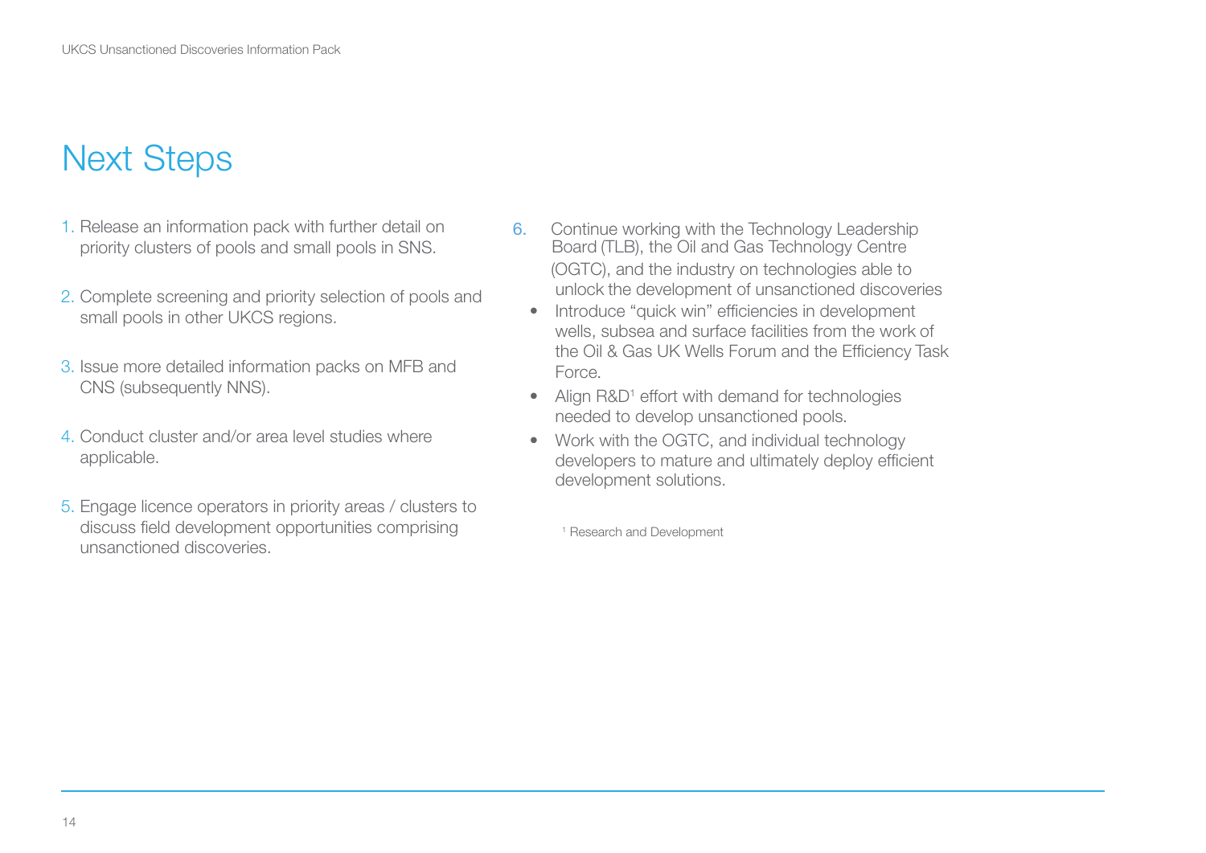# Next Steps

1. Release an information pack with further detail on priority clusters of pools and small pools in SNS.
2. Complete screening and priority selection of pools and small pools in other UKCS regions.
3. Issue more detailed information packs on MFB and CNS (subsequently NNS).
4. Conduct cluster and/or area level studies where applicable.
5. Engage licence operators in priority areas / clusters to discuss field development opportunities comprising unsanctioned discoveries.
6. Continue working with the Technology Leadership Board (TLB), the Oil and Gas Technology Centre (OGTC), and the industry on technologies able to unlock the development of unsanctioned discoveries
   - Introduce “quick win” efficiencies in development wells, subsea and surface facilities from the work of the Oil & Gas UK Wells Forum and the Efficiency Task Force.
   - Align R&D[1] effort with demand for technologies needed to develop unsanctioned pools.
   - Work with the OGTC, and individual technology developers to mature and ultimately deploy efficient development solutions.

[1] Research and Development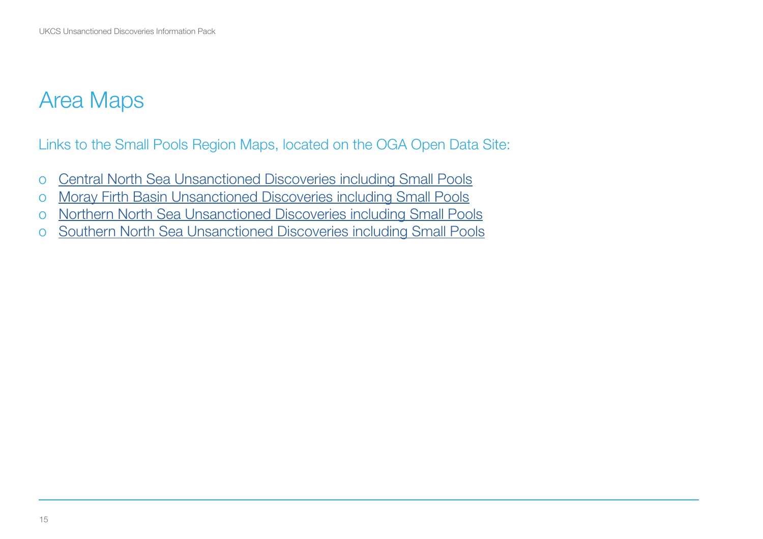# Area Maps

Links to the Small Pools Region Maps, located on the OGA Open Data Site:

- Central North Sea Unsanctioned Discoveries including Small Pools
- Moray Firth Basin Unsanctioned Discoveries including Small Pools
- Northern North Sea Unsanctioned Discoveries including Small Pools
- Southern North Sea Unsanctioned Discoveries including Small Pools